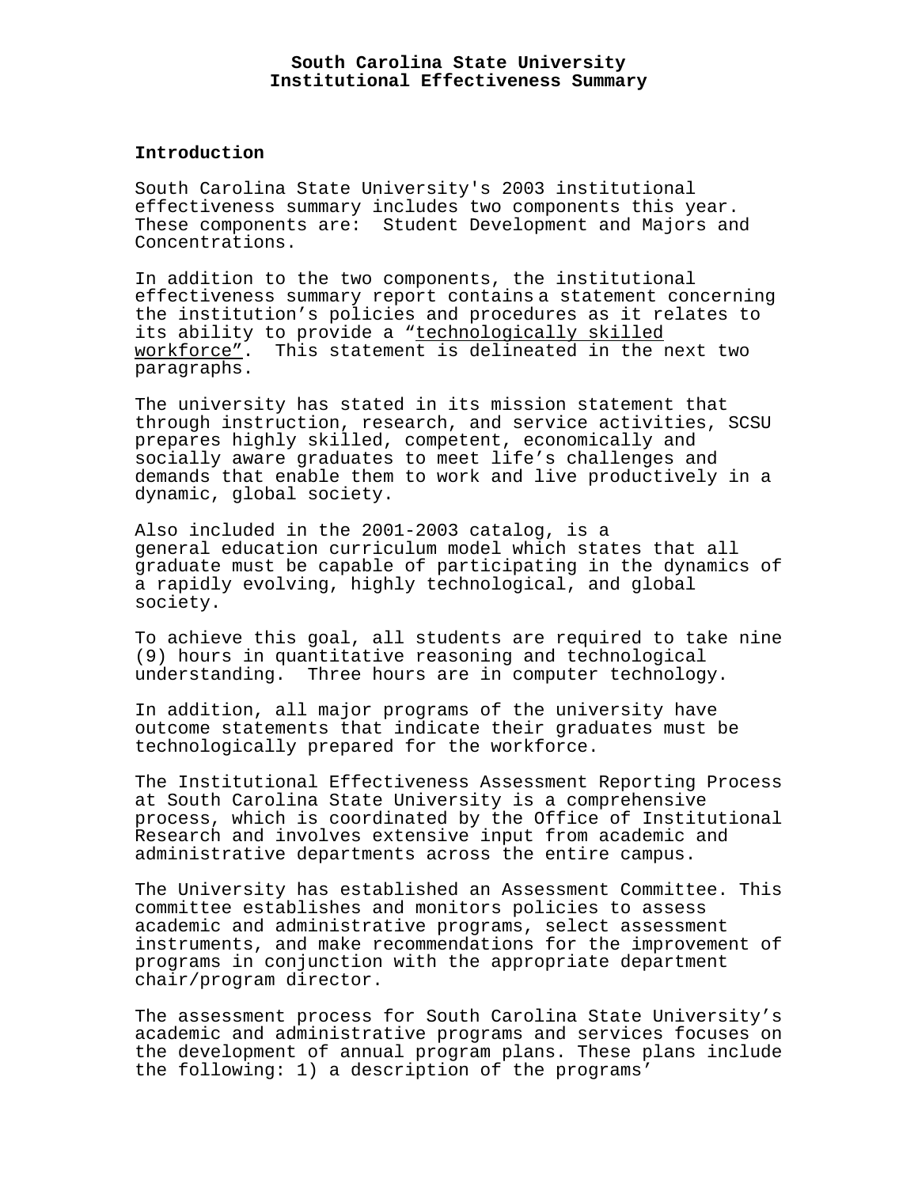# South Carolina State University
# Institutional Effectiveness Summary

## Introduction

South Carolina State University's 2003 institutional effectiveness summary includes two components this year. These components are: Student Development and Majors and Concentrations.

In addition to the two components, the institutional effectiveness summary report contains a statement concerning the institution's policies and procedures as it relates to its ability to provide a "technologically skilled workforce". This statement is delineated in the next two paragraphs.

The university has stated in its mission statement that through instruction, research, and service activities, SCSU prepares highly skilled, competent, economically and socially aware graduates to meet life's challenges and demands that enable them to work and live productively in a dynamic, global society.

Also included in the 2001-2003 catalog, is a general education curriculum model which states that all graduate must be capable of participating in the dynamics of a rapidly evolving, highly technological, and global society.

To achieve this goal, all students are required to take nine (9) hours in quantitative reasoning and technological understanding. Three hours are in computer technology.

In addition, all major programs of the university have outcome statements that indicate their graduates must be technologically prepared for the workforce.

The Institutional Effectiveness Assessment Reporting Process at South Carolina State University is a comprehensive process, which is coordinated by the Office of Institutional Research and involves extensive input from academic and administrative departments across the entire campus.

The University has established an Assessment Committee. This committee establishes and monitors policies to assess academic and administrative programs, select assessment instruments, and make recommendations for the improvement of programs in conjunction with the appropriate department chair/program director.

The assessment process for South Carolina State University's academic and administrative programs and services focuses on the development of annual program plans. These plans include the following: 1) a description of the programs'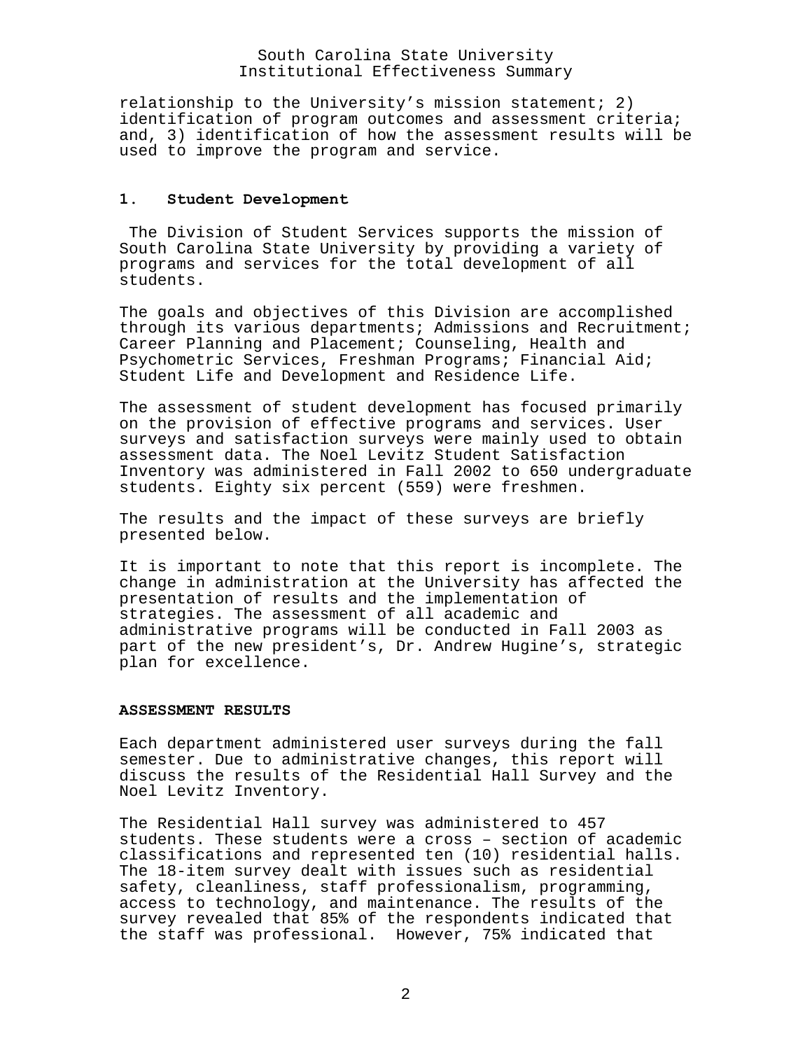relationship to the University's mission statement; 2) identification of program outcomes and assessment criteria; and, 3) identification of how the assessment results will be used to improve the program and service.

### 1. Student Development

The Division of Student Services supports the mission of South Carolina State University by providing a variety of programs and services for the total development of all students.

The goals and objectives of this Division are accomplished through its various departments; Admissions and Recruitment; Career Planning and Placement; Counseling, Health and Psychometric Services, Freshman Programs; Financial Aid; Student Life and Development and Residence Life.

The assessment of student development has focused primarily on the provision of effective programs and services. User surveys and satisfaction surveys were mainly used to obtain assessment data. The Noel Levitz Student Satisfaction Inventory was administered in Fall 2002 to 650 undergraduate students. Eighty six percent (559) were freshmen.

The results and the impact of these surveys are briefly presented below.

It is important to note that this report is incomplete. The change in administration at the University has affected the presentation of results and the implementation of strategies. The assessment of all academic and administrative programs will be conducted in Fall 2003 as part of the new president's, Dr. Andrew Hugine's, strategic plan for excellence.

### ASSESSMENT RESULTS

Each department administered user surveys during the fall semester. Due to administrative changes, this report will discuss the results of the Residential Hall Survey and the Noel Levitz Inventory.

The Residential Hall survey was administered to 457 students. These students were a cross – section of academic classifications and represented ten (10) residential halls. The 18-item survey dealt with issues such as residential safety, cleanliness, staff professionalism, programming, access to technology, and maintenance. The results of the survey revealed that 85% of the respondents indicated that the staff was professional. However, 75% indicated that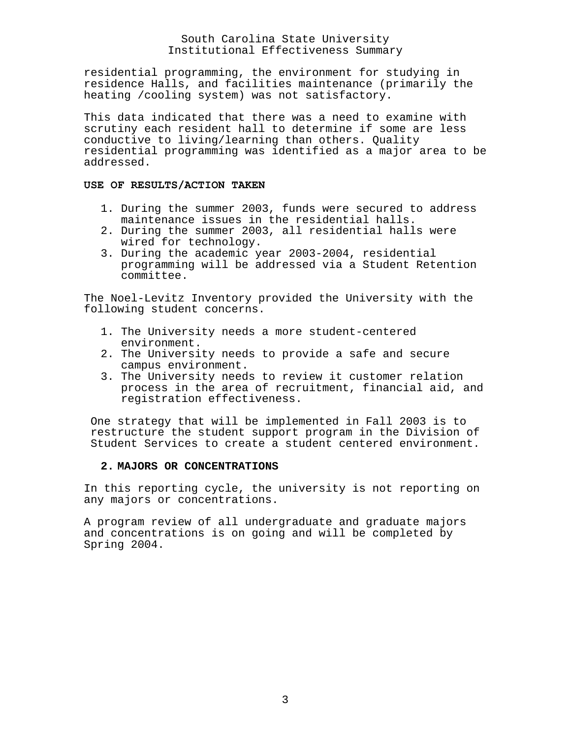residential programming, the environment for studying in residence Halls, and facilities maintenance (primarily the heating /cooling system) was not satisfactory.

This data indicated that there was a need to examine with scrutiny each resident hall to determine if some are less conductive to living/learning than others. Quality residential programming was identified as a major area to be addressed.

**USE OF RESULTS/ACTION TAKEN**

1. During the summer 2003, funds were secured to address maintenance issues in the residential halls.
2. During the summer 2003, all residential halls were wired for technology.
3. During the academic year 2003-2004, residential programming will be addressed via a Student Retention committee.

The Noel-Levitz Inventory provided the University with the following student concerns.

1. The University needs a more student-centered environment.
2. The University needs to provide a safe and secure campus environment.
3. The University needs to review it customer relation process in the area of recruitment, financial aid, and registration effectiveness.

One strategy that will be implemented in Fall 2003 is to restructure the student support program in the Division of Student Services to create a student centered environment.

**2. MAJORS OR CONCENTRATIONS**

In this reporting cycle, the university is not reporting on any majors or concentrations.

A program review of all undergraduate and graduate majors and concentrations is on going and will be completed by Spring 2004.